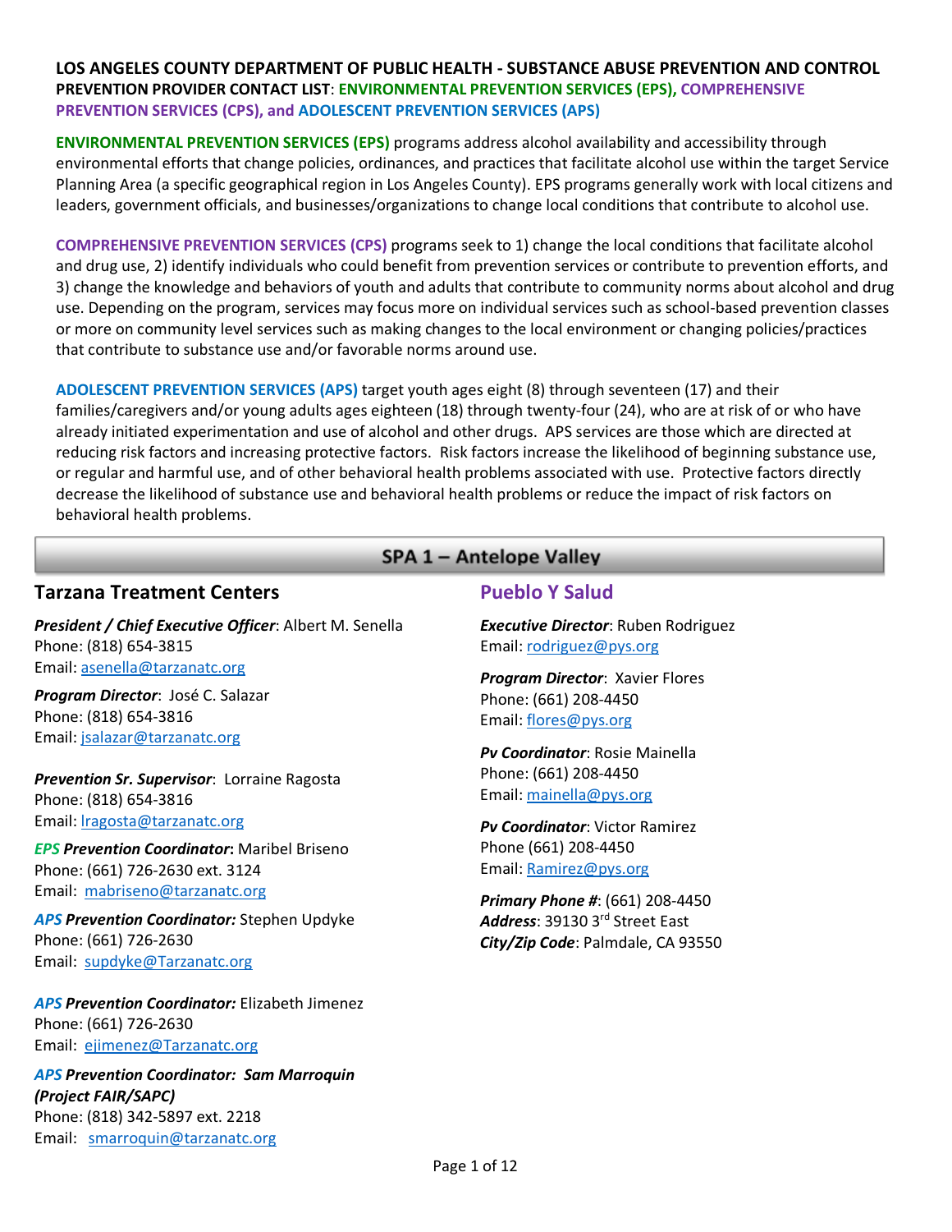**LOS ANGELES COUNTY DEPARTMENT OF PUBLIC HEALTH - SUBSTANCE ABUSE PREVENTION AND CONTROL**
**PREVENTION PROVIDER CONTACT LIST**: **ENVIRONMENTAL PREVENTION SERVICES (EPS), COMPREHENSIVE PREVENTION SERVICES (CPS), and ADOLESCENT PREVENTION SERVICES (APS)**

**ENVIRONMENTAL PREVENTION SERVICES (EPS)** programs address alcohol availability and accessibility through environmental efforts that change policies, ordinances, and practices that facilitate alcohol use within the target Service Planning Area (a specific geographical region in Los Angeles County). EPS programs generally work with local citizens and leaders, government officials, and businesses/organizations to change local conditions that contribute to alcohol use.

**COMPREHENSIVE PREVENTION SERVICES (CPS)** programs seek to 1) change the local conditions that facilitate alcohol and drug use, 2) identify individuals who could benefit from prevention services or contribute to prevention efforts, and 3) change the knowledge and behaviors of youth and adults that contribute to community norms about alcohol and drug use. Depending on the program, services may focus more on individual services such as school-based prevention classes or more on community level services such as making changes to the local environment or changing policies/practices that contribute to substance use and/or favorable norms around use.

**ADOLESCENT PREVENTION SERVICES (APS)** target youth ages eight (8) through seventeen (17) and their families/caregivers and/or young adults ages eighteen (18) through twenty-four (24), who are at risk of or who have already initiated experimentation and use of alcohol and other drugs. APS services are those which are directed at reducing risk factors and increasing protective factors. Risk factors increase the likelihood of beginning substance use, or regular and harmful use, and of other behavioral health problems associated with use. Protective factors directly decrease the likelihood of substance use and behavioral health problems or reduce the impact of risk factors on behavioral health problems.

## SPA 1 – Antelope Valley

### Tarzana Treatment Centers

***President / Chief Executive Officer***: Albert M. Senella
Phone: (818) 654-3815
Email: asenella@tarzanatc.org

***Program Director***: José C. Salazar
Phone: (818) 654-3816
Email: jsalazar@tarzanatc.org

***Prevention Sr. Supervisor***: Lorraine Ragosta
Phone: (818) 654-3816
Email: lragosta@tarzanatc.org

***EPS Prevention Coordinator*****:** Maribel Briseno
Phone: (661) 726-2630 ext. 3124
Email: mabriseno@tarzanatc.org

***APS Prevention Coordinator:*** Stephen Updyke
Phone: (661) 726-2630
Email: supdyke@Tarzanatc.org

***APS Prevention Coordinator:*** Elizabeth Jimenez
Phone: (661) 726-2630
Email: ejimenez@Tarzanatc.org

***APS Prevention Coordinator: Sam Marroquin (Project FAIR/SAPC)***
Phone: (818) 342-5897 ext. 2218
Email: smarroquin@tarzanatc.org

### Pueblo Y Salud

***Executive Director***: Ruben Rodriguez
Email: rodriguez@pys.org

***Program Director***: Xavier Flores
Phone: (661) 208-4450
Email: flores@pys.org

***Pv Coordinator***: Rosie Mainella
Phone: (661) 208-4450
Email: mainella@pys.org

***Pv Coordinator***: Victor Ramirez
Phone (661) 208-4450
Email: Ramirez@pys.org

***Primary Phone #***: (661) 208-4450
***Address***: 39130 3rd Street East
***City/Zip Code***: Palmdale, CA 93550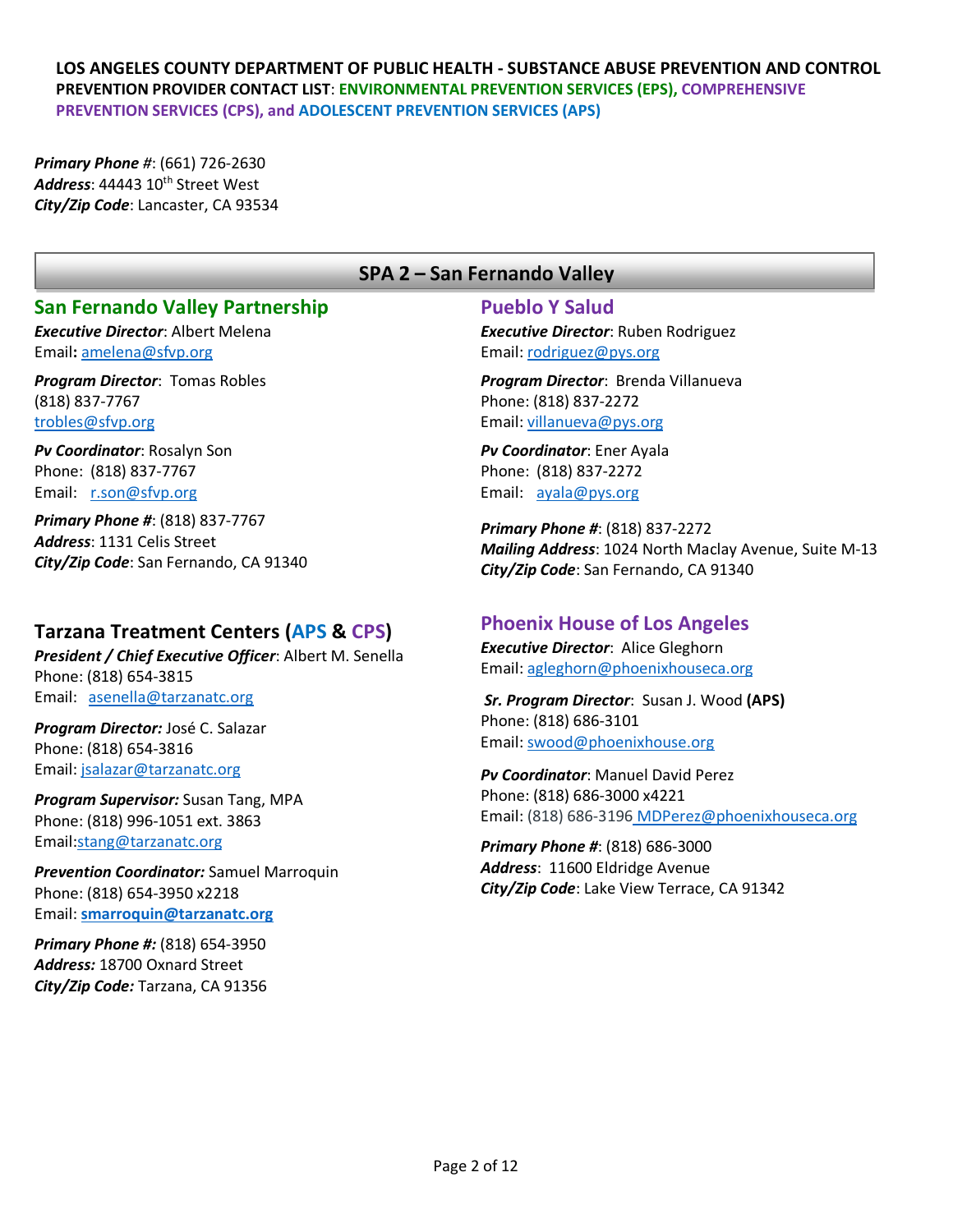Primary Phone #: (661) 726-2630
Address: 44443 10th Street West
City/Zip Code: Lancaster, CA 93534

## SPA 2 – San Fernando Valley

### San Fernando Valley Partnership

***Executive Director***: Albert Melena
Email**:** amelena@sfvp.org

***Program Director***: Tomas Robles
(818) 837-7767
trobles@sfvp.org

***Pv Coordinator***: Rosalyn Son
Phone: (818) 837-7767
Email: r.son@sfvp.org

***Primary Phone #***: (818) 837-7767
***Address***: 1131 Celis Street
***City/Zip Code***: San Fernando, CA 91340

### Tarzana Treatment Centers (APS & CPS)

***President / Chief Executive Officer***: Albert M. Senella
Phone: (818) 654-3815
Email: asenella@tarzanatc.org

***Program Director:*** José C. Salazar
Phone: (818) 654-3816
Email: jsalazar@tarzanatc.org

***Program Supervisor:*** Susan Tang, MPA
Phone: (818) 996-1051 ext. 3863
Email:stang@tarzanatc.org

***Prevention Coordinator:*** Samuel Marroquin
Phone: (818) 654-3950 x2218
Email: **smarroquin@tarzanatc.org**

***Primary Phone #:*** (818) 654-3950
***Address:*** 18700 Oxnard Street
***City/Zip Code:*** Tarzana, CA 91356

### Pueblo Y Salud

***Executive Director***: Ruben Rodriguez
Email: rodriguez@pys.org

***Program Director***: Brenda Villanueva
Phone: (818) 837-2272
Email: villanueva@pys.org

***Pv Coordinator***: Ener Ayala
Phone: (818) 837-2272
Email: ayala@pys.org

***Primary Phone #***: (818) 837-2272
***Mailing Address***: 1024 North Maclay Avenue, Suite M-13
***City/Zip Code***: San Fernando, CA 91340

### Phoenix House of Los Angeles

***Executive Director***: Alice Gleghorn
Email: agleghorn@phoenixhouseca.org

***Sr. Program Director***: Susan J. Wood **(APS)**
Phone: (818) 686-3101
Email: swood@phoenixhouse.org

***Pv Coordinator***: Manuel David Perez
Phone: (818) 686-3000 x4221
Email: (818) 686-3196 MDPerez@phoenixhouseca.org

***Primary Phone #***: (818) 686-3000
***Address***: 11600 Eldridge Avenue
***City/Zip Code***: Lake View Terrace, CA 91342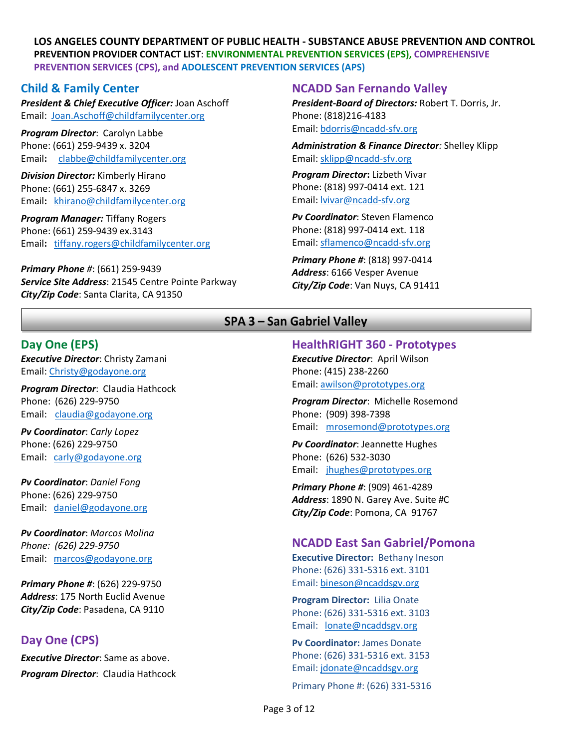**LOS ANGELES COUNTY DEPARTMENT OF PUBLIC HEALTH - SUBSTANCE ABUSE PREVENTION AND CONTROL**
**PREVENTION PROVIDER CONTACT LIST**: **ENVIRONMENTAL PREVENTION SERVICES (EPS), COMPREHENSIVE PREVENTION SERVICES (CPS), and ADOLESCENT PREVENTION SERVICES (APS)**

## Child & Family Center

***President & Chief Executive Officer:*** Joan Aschoff
Email: Joan.Aschoff@childfamilycenter.org

***Program Director***: Carolyn Labbe
Phone: (661) 259-9439 x. 3204
Email: clabbe@childfamilycenter.org

***Division Director:*** Kimberly Hirano
Phone: (661) 255-6847 x. 3269
Email: khirano@childfamilycenter.org

***Program Manager:*** Tiffany Rogers
Phone: (661) 259-9439 ex.3143
Email: tiffany.rogers@childfamilycenter.org

***Primary Phone #***: (661) 259-9439
***Service Site Address***: 21545 Centre Pointe Parkway
***City/Zip Code***: Santa Clarita, CA 91350

## NCADD San Fernando Valley

***President-Board of Directors:*** Robert T. Dorris, Jr.
Phone: (818)216-4183
Email: bdorris@ncadd-sfv.org

***Administration & Finance Director:*** Shelley Klipp
Email: sklipp@ncadd-sfv.org

***Program Director*****:** Lizbeth Vivar
Phone: (818) 997-0414 ext. 121
Email: lvivar@ncadd-sfv.org

***Pv Coordinator***: Steven Flamenco
Phone: (818) 997-0414 ext. 118
Email: sflamenco@ncadd-sfv.org

***Primary Phone #***: (818) 997-0414
***Address***: 6166 Vesper Avenue
***City/Zip Code***: Van Nuys, CA 91411

# SPA 3 – San Gabriel Valley

## Day One (EPS)

***Executive Director***: Christy Zamani
Email: Christy@godayone.org

***Program Director***: Claudia Hathcock
Phone: (626) 229-9750
Email: claudia@godayone.org

***Pv Coordinator***: *Carly Lopez*
Phone: (626) 229-9750
Email: carly@godayone.org

***Pv Coordinator***: *Daniel Fong*
Phone: (626) 229-9750
Email: daniel@godayone.org

***Pv Coordinator***: *Marcos Molina*
*Phone: (626) 229-9750*
Email: marcos@godayone.org

***Primary Phone #***: (626) 229-9750
***Address***: 175 North Euclid Avenue
***City/Zip Code***: Pasadena, CA 9110

## Day One (CPS)

***Executive Director***: Same as above.

***Program Director***: Claudia Hathcock

## HealthRIGHT 360 - Prototypes

***Executive Director***: April Wilson
Phone: (415) 238-2260
Email: awilson@prototypes.org

***Program Director***: Michelle Rosemond
Phone: (909) 398-7398
Email: mrosemond@prototypes.org

***Pv Coordinator***: Jeannette Hughes
Phone: (626) 532-3030
Email: jhughes@prototypes.org

***Primary Phone #***: (909) 461-4289
***Address***: 1890 N. Garey Ave. Suite #C
***City/Zip Code***: Pomona, CA 91767

## NCADD East San Gabriel/Pomona

**Executive Director:** Bethany Ineson
Phone: (626) 331-5316 ext. 3101
Email: bineson@ncaddsgv.org

**Program Director:** Lilia Onate
Phone: (626) 331-5316 ext. 3103
Email: lonate@ncaddsgv.org

**Pv Coordinator:** James Donate
Phone: (626) 331-5316 ext. 3153
Email: jdonate@ncaddsgv.org

Primary Phone #: (626) 331-5316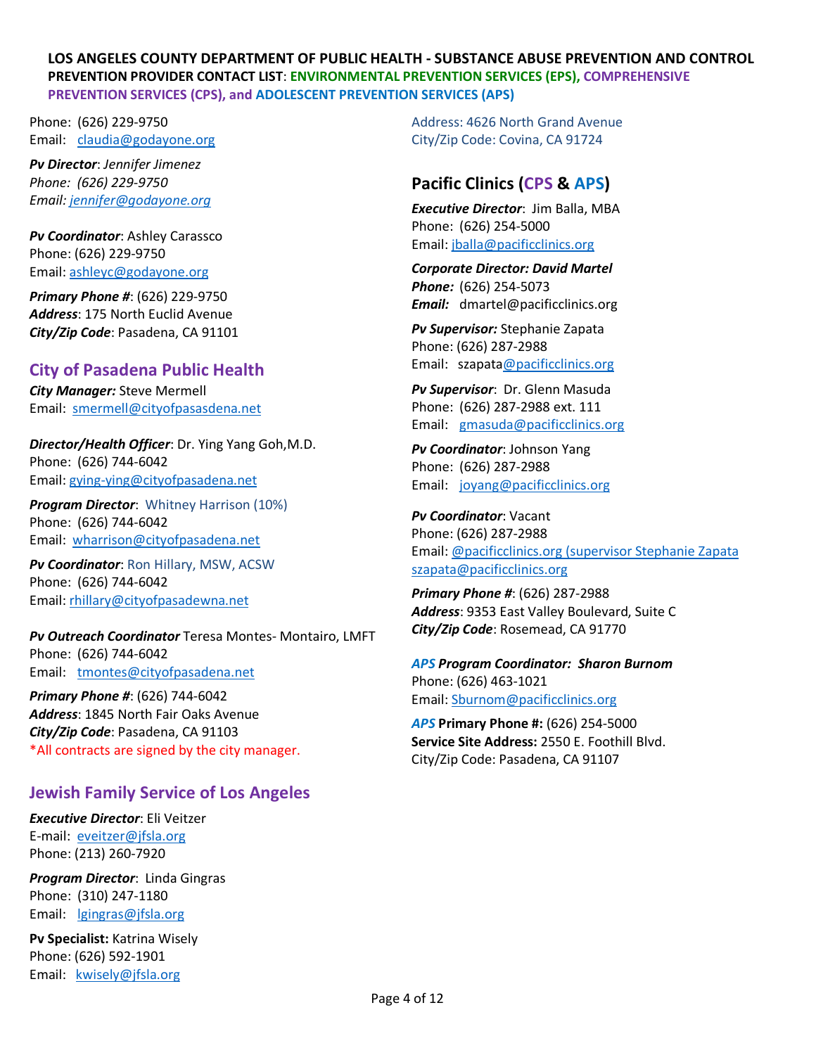**LOS ANGELES COUNTY DEPARTMENT OF PUBLIC HEALTH - SUBSTANCE ABUSE PREVENTION AND CONTROL**
**PREVENTION PROVIDER CONTACT LIST**: **ENVIRONMENTAL PREVENTION SERVICES (EPS), COMPREHENSIVE PREVENTION SERVICES (CPS), and ADOLESCENT PREVENTION SERVICES (APS)**

Phone: (626) 229-9750
Email: claudia@godayone.org

***Pv Director***: *Jennifer Jimenez*
*Phone: (626) 229-9750*
*Email: jennifer@godayone.org*

***Pv Coordinator***: Ashley Carassco
Phone: (626) 229-9750
Email: ashleyc@godayone.org

***Primary Phone #***: (626) 229-9750
***Address***: 175 North Euclid Avenue
***City/Zip Code***: Pasadena, CA 91101

## City of Pasadena Public Health

***City Manager:*** Steve Mermell
Email: smermell@cityofpasasdena.net

***Director/Health Officer***: Dr. Ying Yang Goh,M.D.
Phone: (626) 744-6042
Email: gying-ying@cityofpasadena.net

***Program Director***: Whitney Harrison (10%)
Phone: (626) 744-6042
Email: wharrison@cityofpasadena.net

***Pv Coordinator***: Ron Hillary, MSW, ACSW
Phone: (626) 744-6042
Email: rhillary@cityofpasadewna.net

***Pv Outreach Coordinator*** Teresa Montes- Montairo, LMFT
Phone: (626) 744-6042
Email: tmontes@cityofpasadena.net

***Primary Phone #***: (626) 744-6042
***Address***: 1845 North Fair Oaks Avenue
***City/Zip Code***: Pasadena, CA 91103
*All contracts are signed by the city manager.

## Jewish Family Service of Los Angeles

***Executive Director***: Eli Veitzer
E-mail: eveitzer@jfsla.org
Phone: (213) 260-7920

***Program Director***: Linda Gingras
Phone: (310) 247-1180
Email: lgingras@jfsla.org

**Pv Specialist:** Katrina Wisely
Phone: (626) 592-1901
Email: kwisely@jfsla.org

Address: 4626 North Grand Avenue
City/Zip Code: Covina, CA 91724

## Pacific Clinics (CPS & APS)

***Executive Director***: Jim Balla, MBA
Phone: (626) 254-5000
Email: jballa@pacificclinics.org

***Corporate Director: David Martel***
***Phone:*** (626) 254-5073
***Email:*** dmartel@pacificclinics.org

***Pv Supervisor:*** Stephanie Zapata
Phone: (626) 287-2988
Email: szapata@pacificclinics.org

***Pv Supervisor***: Dr. Glenn Masuda
Phone: (626) 287-2988 ext. 111
Email: gmasuda@pacificclinics.org

***Pv Coordinator***: Johnson Yang
Phone: (626) 287-2988
Email: joyang@pacificclinics.org

***Pv Coordinator***: Vacant
Phone: (626) 287-2988
Email: @pacificclinics.org (supervisor Stephanie Zapata szapata@pacificclinics.org

***Primary Phone #***: (626) 287-2988
***Address***: 9353 East Valley Boulevard, Suite C
***City/Zip Code***: Rosemead, CA 91770

***APS Program Coordinator: Sharon Burnom***
Phone: (626) 463-1021
Email: Sburnom@pacificclinics.org

***APS* Primary Phone #:** (626) 254-5000
**Service Site Address:** 2550 E. Foothill Blvd.
City/Zip Code: Pasadena, CA 91107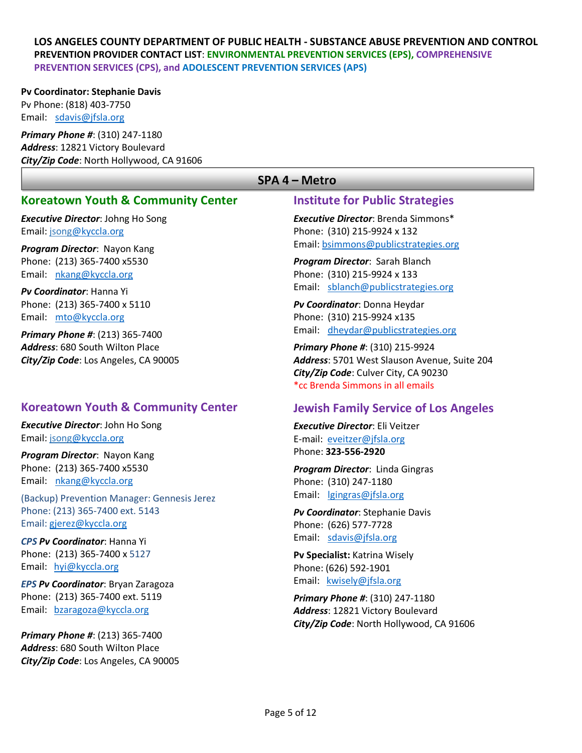**LOS ANGELES COUNTY DEPARTMENT OF PUBLIC HEALTH - SUBSTANCE ABUSE PREVENTION AND CONTROL**
**PREVENTION PROVIDER CONTACT LIST**: **ENVIRONMENTAL PREVENTION SERVICES (EPS), COMPREHENSIVE PREVENTION SERVICES (CPS), and ADOLESCENT PREVENTION SERVICES (APS)**

**Pv Coordinator: Stephanie Davis**
Pv Phone: (818) 403-7750
Email: sdavis@jfsla.org

***Primary Phone #***: (310) 247-1180
***Address***: 12821 Victory Boulevard
***City/Zip Code***: North Hollywood, CA 91606

## SPA 4 – Metro

### Koreatown Youth & Community Center

***Executive Director***: Johng Ho Song
Email: jsong@kyccla.org

***Program Director***: Nayon Kang
Phone: (213) 365-7400 x5530
Email: nkang@kyccla.org

***Pv Coordinator***: Hanna Yi
Phone: (213) 365-7400 x 5110
Email: mto@kyccla.org

***Primary Phone #***: (213) 365-7400
***Address***: 680 South Wilton Place
***City/Zip Code***: Los Angeles, CA 90005

### Koreatown Youth & Community Center

***Executive Director***: John Ho Song
Email: jsong@kyccla.org

***Program Director***: Nayon Kang
Phone: (213) 365-7400 x5530
Email: nkang@kyccla.org

(Backup) Prevention Manager: Gennesis Jerez
Phone: (213) 365-7400 ext. 5143
Email: gjerez@kyccla.org

***CPS Pv Coordinator***: Hanna Yi
Phone: (213) 365-7400 x 5127
Email: hyi@kyccla.org

***EPS Pv Coordinator***: Bryan Zaragoza
Phone: (213) 365-7400 ext. 5119
Email: bzaragoza@kyccla.org

***Primary Phone #***: (213) 365-7400
***Address***: 680 South Wilton Place
***City/Zip Code***: Los Angeles, CA 90005

### Institute for Public Strategies

***Executive Director***: Brenda Simmons*
Phone: (310) 215-9924 x 132
Email: bsimmons@publicstrategies.org

***Program Director***: Sarah Blanch
Phone: (310) 215-9924 x 133
Email: sblanch@publicstrategies.org

***Pv Coordinator***: Donna Heydar
Phone: (310) 215-9924 x135
Email: dheydar@publicstrategies.org

***Primary Phone #***: (310) 215-9924
***Address***: 5701 West Slauson Avenue, Suite 204
***City/Zip Code***: Culver City, CA 90230
*cc Brenda Simmons in all emails

### Jewish Family Service of Los Angeles

***Executive Director***: Eli Veitzer
E-mail: eveitzer@jfsla.org
Phone: **323-556-2920**

***Program Director***: Linda Gingras
Phone: (310) 247-1180
Email: lgingras@jfsla.org

***Pv Coordinator***: Stephanie Davis
Phone: (626) 577-7728
Email: sdavis@jfsla.org

**Pv Specialist:** Katrina Wisely
Phone: (626) 592-1901
Email: kwisely@jfsla.org

***Primary Phone #***: (310) 247-1180
***Address***: 12821 Victory Boulevard
***City/Zip Code***: North Hollywood, CA 91606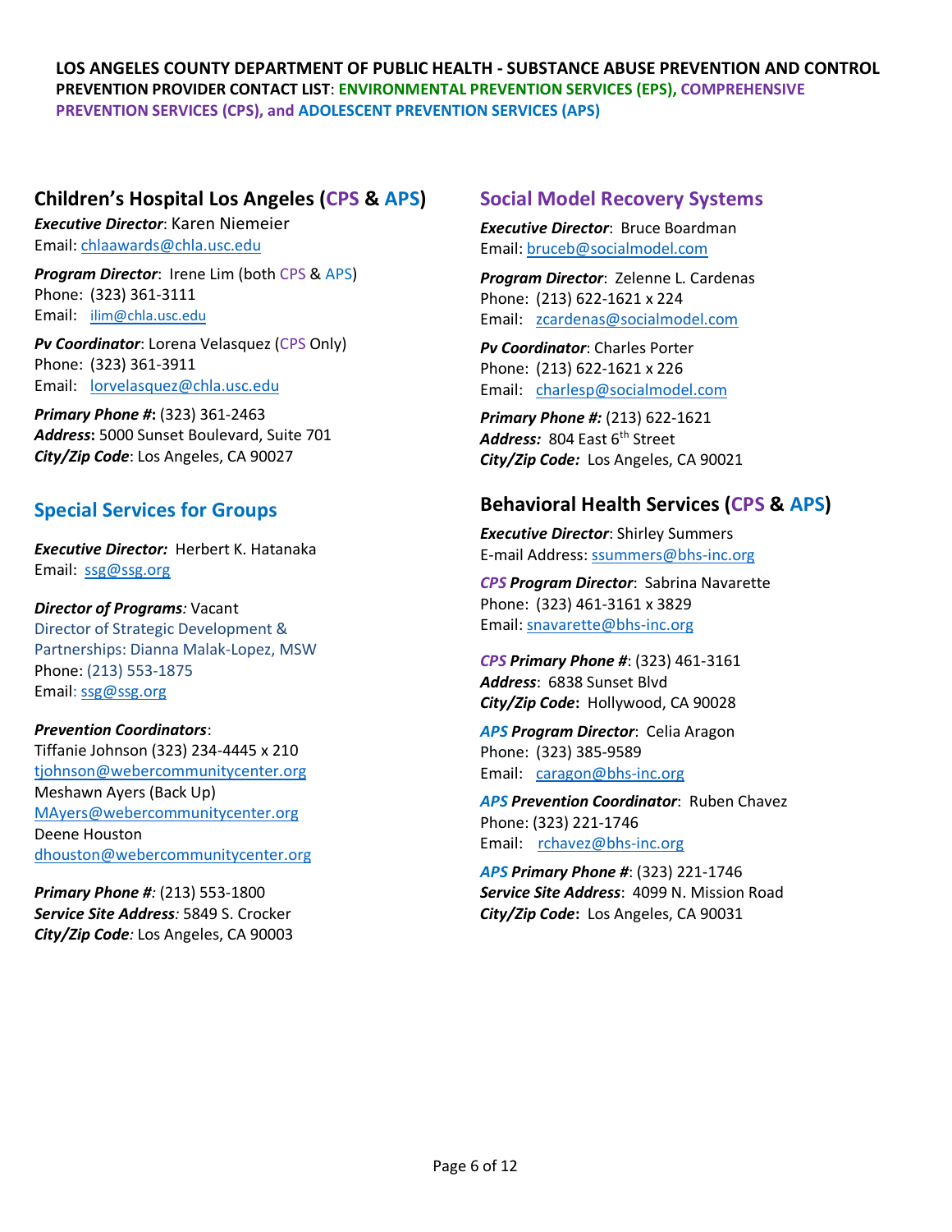**LOS ANGELES COUNTY DEPARTMENT OF PUBLIC HEALTH - SUBSTANCE ABUSE PREVENTION AND CONTROL**
**PREVENTION PROVIDER CONTACT LIST**: **ENVIRONMENTAL PREVENTION SERVICES (EPS), COMPREHENSIVE PREVENTION SERVICES (CPS), and ADOLESCENT PREVENTION SERVICES (APS)**

## Children's Hospital Los Angeles (CPS & APS)

***Executive Director***: Karen Niemeier
Email: chlaawards@chla.usc.edu

***Program Director***: Irene Lim (both CPS & APS)
Phone: (323) 361-3111
Email: ilim@chla.usc.edu

***Pv Coordinator***: Lorena Velasquez (CPS Only)
Phone: (323) 361-3911
Email: lorvelasquez@chla.usc.edu

***Primary Phone #*:** (323) 361-2463
***Address*:** 5000 Sunset Boulevard, Suite 701
***City/Zip Code***: Los Angeles, CA 90027

## Special Services for Groups

***Executive Director:*** Herbert K. Hatanaka
Email: ssg@ssg.org

***Director of Programs****:* Vacant
Director of Strategic Development & Partnerships: Dianna Malak-Lopez, MSW
Phone: (213) 553-1875
Email: ssg@ssg.org

***Prevention Coordinators***:
Tiffanie Johnson (323) 234-4445 x 210
tjohnson@webercommunitycenter.org
Meshawn Ayers (Back Up)
MAyers@webercommunitycenter.org
Deene Houston
dhouston@webercommunitycenter.org

***Primary Phone #****:* (213) 553-1800
***Service Site Address****:* 5849 S. Crocker
***City/Zip Code****:* Los Angeles, CA 90003

## Social Model Recovery Systems

***Executive Director***: Bruce Boardman
Email: bruceb@socialmodel.com

***Program Director***: Zelenne L. Cardenas
Phone: (213) 622-1621 x 224
Email: zcardenas@socialmodel.com

***Pv Coordinator***: Charles Porter
Phone: (213) 622-1621 x 226
Email: charlesp@socialmodel.com

***Primary Phone #:*** (213) 622-1621
***Address:*** 804 East 6th Street
***City/Zip Code:*** Los Angeles, CA 90021

## Behavioral Health Services (CPS & APS)

***Executive Director***: Shirley Summers
E-mail Address: ssummers@bhs-inc.org

***CPS Program Director***: Sabrina Navarette
Phone: (323) 461-3161 x 3829
Email: snavarette@bhs-inc.org

***CPS Primary Phone #***: (323) 461-3161
***Address***: 6838 Sunset Blvd
***City/Zip Code*:** Hollywood, CA 90028

***APS Program Director***: Celia Aragon
Phone: (323) 385-9589
Email: caragon@bhs-inc.org

***APS Prevention Coordinator***: Ruben Chavez
Phone: (323) 221-1746
Email: rchavez@bhs-inc.org

***APS Primary Phone #***: (323) 221-1746
***Service Site Address***: 4099 N. Mission Road
***City/Zip Code*:** Los Angeles, CA 90031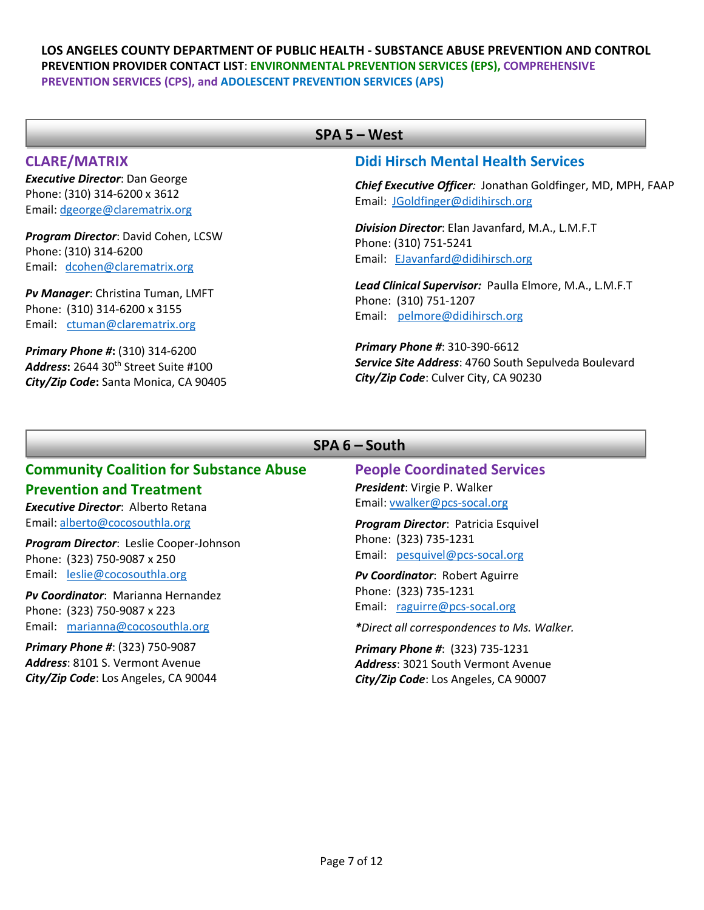**LOS ANGELES COUNTY DEPARTMENT OF PUBLIC HEALTH - SUBSTANCE ABUSE PREVENTION AND CONTROL**
**PREVENTION PROVIDER CONTACT LIST**: **ENVIRONMENTAL PREVENTION SERVICES (EPS), COMPREHENSIVE PREVENTION SERVICES (CPS), and ADOLESCENT PREVENTION SERVICES (APS)**

## SPA 5 – West

### CLARE/MATRIX

***Executive Director***: Dan George
Phone: (310) 314-6200 x 3612
Email: dgeorge@clarematrix.org

***Program Director***: David Cohen, LCSW
Phone: (310) 314-6200
Email: dcohen@clarematrix.org

***Pv Manager***: Christina Tuman, LMFT
Phone: (310) 314-6200 x 3155
Email: ctuman@clarematrix.org

***Primary Phone #***: (310) 314-6200
***Address***: 2644 30th Street Suite #100
***City/Zip Code***: Santa Monica, CA 90405

### Didi Hirsch Mental Health Services

***Chief Executive Officer***: Jonathan Goldfinger, MD, MPH, FAAP
Email: JGoldfinger@didihirsch.org

***Division Director***: Elan Javanfard, M.A., L.M.F.T
Phone: (310) 751-5241
Email: EJavanfard@didihirsch.org

***Lead Clinical Supervisor:*** Paulla Elmore, M.A., L.M.F.T
Phone: (310) 751-1207
Email: pelmore@didihirsch.org

***Primary Phone #***: 310-390-6612
***Service Site Address***: 4760 South Sepulveda Boulevard
***City/Zip Code***: Culver City, CA 90230

## SPA 6 – South

### Community Coalition for Substance Abuse Prevention and Treatment

***Executive Director***: Alberto Retana
Email: alberto@cocosouthla.org

***Program Director***: Leslie Cooper-Johnson
Phone: (323) 750-9087 x 250
Email: leslie@cocosouthla.org

***Pv Coordinator***: Marianna Hernandez
Phone: (323) 750-9087 x 223
Email: marianna@cocosouthla.org

***Primary Phone #***: (323) 750-9087
***Address***: 8101 S. Vermont Avenue
***City/Zip Code***: Los Angeles, CA 90044

### People Coordinated Services

***President***: Virgie P. Walker
Email: vwalker@pcs-socal.org

***Program Director***: Patricia Esquivel
Phone: (323) 735-1231
Email: pesquivel@pcs-socal.org

***Pv Coordinator***: Robert Aguirre
Phone: (323) 735-1231
Email: raguirre@pcs-socal.org

*\*Direct all correspondences to Ms. Walker.*

***Primary Phone #***: (323) 735-1231
***Address***: 3021 South Vermont Avenue
***City/Zip Code***: Los Angeles, CA 90007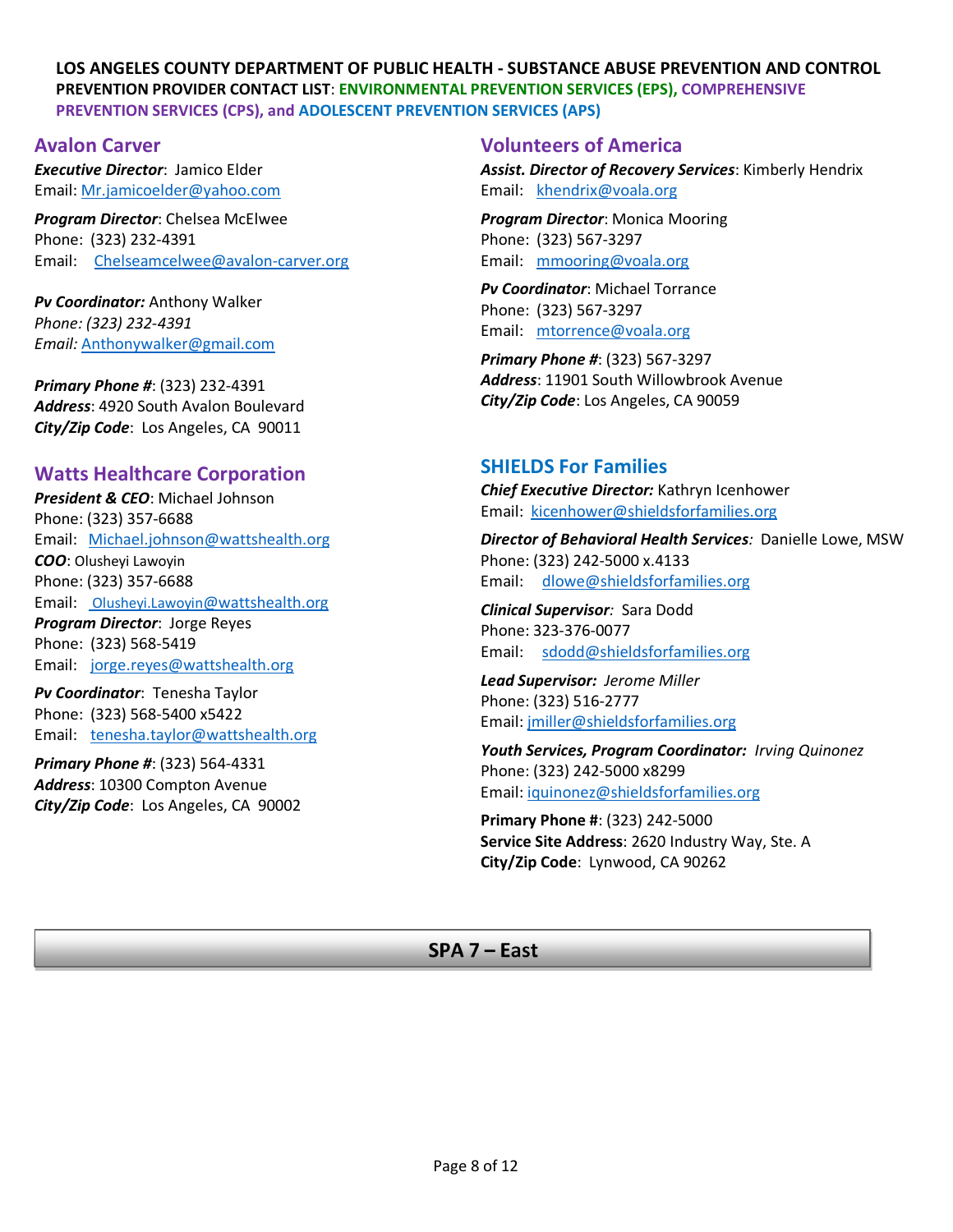**LOS ANGELES COUNTY DEPARTMENT OF PUBLIC HEALTH - SUBSTANCE ABUSE PREVENTION AND CONTROL**
**PREVENTION PROVIDER CONTACT LIST**: **ENVIRONMENTAL PREVENTION SERVICES (EPS), COMPREHENSIVE PREVENTION SERVICES (CPS), and ADOLESCENT PREVENTION SERVICES (APS)**

## Avalon Carver

***Executive Director***: Jamico Elder
Email: Mr.jamicoelder@yahoo.com

***Program Director***: Chelsea McElwee
Phone: (323) 232-4391
Email: Chelseamcelwee@avalon-carver.org

***Pv Coordinator:*** Anthony Walker
*Phone: (323) 232-4391*
*Email:* Anthonywalker@gmail.com

***Primary Phone #***: (323) 232-4391
***Address***: 4920 South Avalon Boulevard
***City/Zip Code***: Los Angeles, CA 90011

## Watts Healthcare Corporation

***President & CEO***: Michael Johnson
Phone: (323) 357-6688
Email: Michael.johnson@wattshealth.org
***COO***: Olusheyi Lawoyin
Phone: (323) 357-6688
Email: Olusheyi.Lawoyin@wattshealth.org
***Program Director***: Jorge Reyes
Phone: (323) 568-5419
Email: jorge.reyes@wattshealth.org

***Pv Coordinator***: Tenesha Taylor
Phone: (323) 568-5400 x5422
Email: tenesha.taylor@wattshealth.org

***Primary Phone #***: (323) 564-4331
***Address***: 10300 Compton Avenue
***City/Zip Code***: Los Angeles, CA 90002

## Volunteers of America

***Assist. Director of Recovery Services***: Kimberly Hendrix
Email: khendrix@voala.org

***Program Director***: Monica Mooring
Phone: (323) 567-3297
Email: mmooring@voala.org

***Pv Coordinator***: Michael Torrance
Phone: (323) 567-3297
Email: mtorrence@voala.org

***Primary Phone #***: (323) 567-3297
***Address***: 11901 South Willowbrook Avenue
***City/Zip Code***: Los Angeles, CA 90059

## SHIELDS For Families

***Chief Executive Director:*** Kathryn Icenhower
Email: kicenhower@shieldsforfamilies.org

***Director of Behavioral Health Services:*** Danielle Lowe, MSW
Phone: (323) 242-5000 x.4133
Email: dlowe@shieldsforfamilies.org

***Clinical Supervisor:*** Sara Dodd
Phone: 323-376-0077
Email: sdodd@shieldsforfamilies.org

***Lead Supervisor:*** *Jerome Miller*
Phone: (323) 516-2777
Email: jmiller@shieldsforfamilies.org

***Youth Services, Program Coordinator:*** *Irving Quinonez*
Phone: (323) 242-5000 x8299
Email: iquinonez@shieldsforfamilies.org

**Primary Phone #**: (323) 242-5000
**Service Site Address**: 2620 Industry Way, Ste. A
**City/Zip Code**: Lynwood, CA 90262

# SPA 7 – East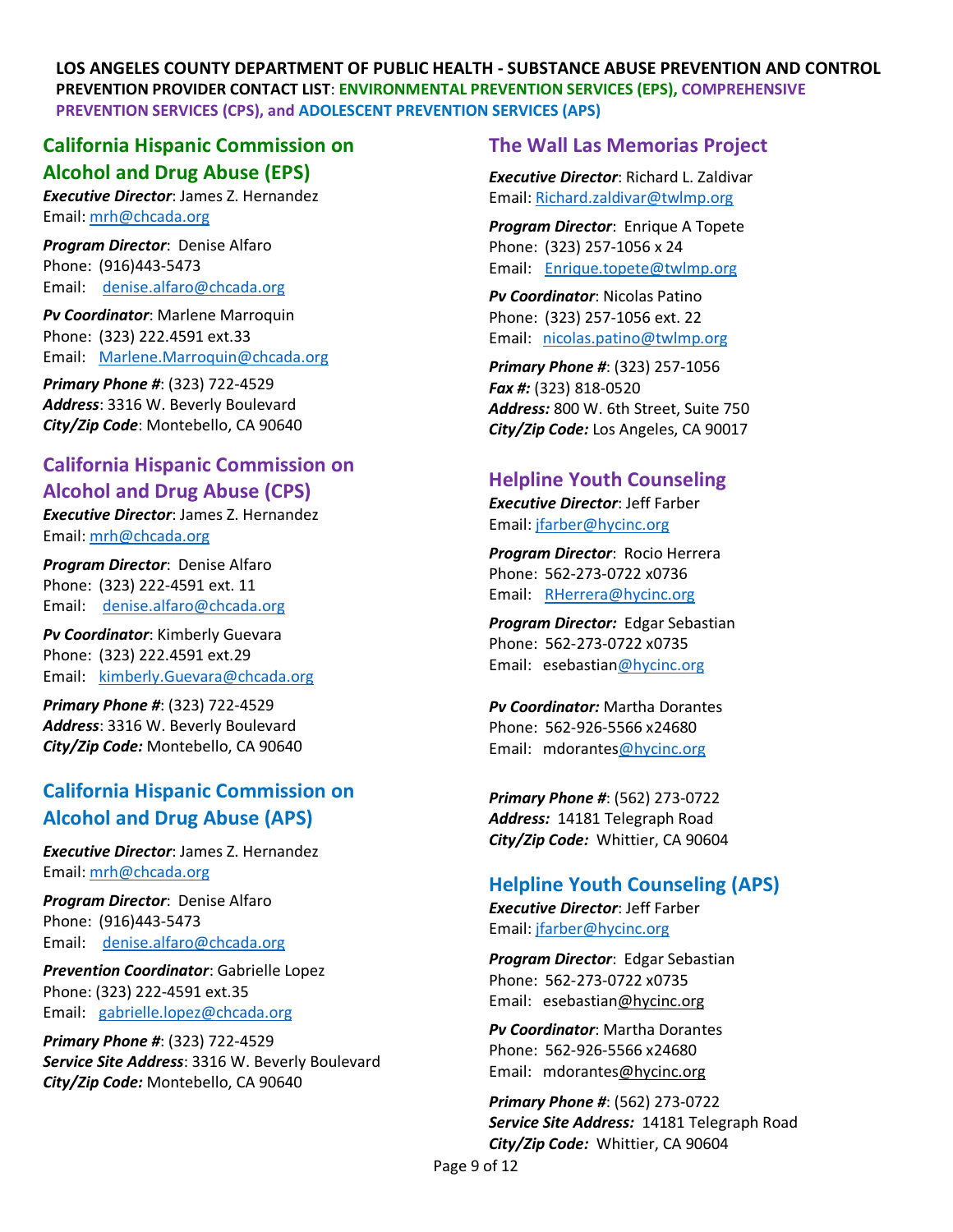**LOS ANGELES COUNTY DEPARTMENT OF PUBLIC HEALTH - SUBSTANCE ABUSE PREVENTION AND CONTROL**
**PREVENTION PROVIDER CONTACT LIST**: **ENVIRONMENTAL PREVENTION SERVICES (EPS), COMPREHENSIVE PREVENTION SERVICES (CPS), and ADOLESCENT PREVENTION SERVICES (APS)**

## California Hispanic Commission on Alcohol and Drug Abuse (EPS)

***Executive Director***: James Z. Hernandez
Email: mrh@chcada.org

***Program Director***: Denise Alfaro
Phone: (916)443-5473
Email: denise.alfaro@chcada.org

***Pv Coordinator***: Marlene Marroquin
Phone: (323) 222.4591 ext.33
Email: Marlene.Marroquin@chcada.org

***Primary Phone #***: (323) 722-4529
***Address***: 3316 W. Beverly Boulevard
***City/Zip Code***: Montebello, CA 90640

## California Hispanic Commission on Alcohol and Drug Abuse (CPS)

***Executive Director***: James Z. Hernandez
Email: mrh@chcada.org

***Program Director***: Denise Alfaro
Phone: (323) 222-4591 ext. 11
Email: denise.alfaro@chcada.org

***Pv Coordinator***: Kimberly Guevara
Phone: (323) 222.4591 ext.29
Email: kimberly.Guevara@chcada.org

***Primary Phone #***: (323) 722-4529
***Address***: 3316 W. Beverly Boulevard
***City/Zip Code:*** Montebello, CA 90640

## California Hispanic Commission on Alcohol and Drug Abuse (APS)

***Executive Director***: James Z. Hernandez
Email: mrh@chcada.org

***Program Director***: Denise Alfaro
Phone: (916)443-5473
Email: denise.alfaro@chcada.org

***Prevention Coordinator***: Gabrielle Lopez
Phone: (323) 222-4591 ext.35
Email: gabrielle.lopez@chcada.org

***Primary Phone #***: (323) 722-4529
***Service Site Address***: 3316 W. Beverly Boulevard
***City/Zip Code:*** Montebello, CA 90640

## The Wall Las Memorias Project

***Executive Director***: Richard L. Zaldivar
Email: Richard.zaldivar@twlmp.org

***Program Director***: Enrique A Topete
Phone: (323) 257-1056 x 24
Email: Enrique.topete@twlmp.org

***Pv Coordinator***: Nicolas Patino
Phone: (323) 257-1056 ext. 22
Email: nicolas.patino@twlmp.org

***Primary Phone #***: (323) 257-1056
***Fax #:*** (323) 818-0520
***Address:*** 800 W. 6th Street, Suite 750
***City/Zip Code:*** Los Angeles, CA 90017

## Helpline Youth Counseling

***Executive Director***: Jeff Farber
Email: jfarber@hycinc.org

***Program Director***: Rocio Herrera
Phone: 562-273-0722 x0736
Email: RHerrera@hycinc.org

***Program Director:*** Edgar Sebastian
Phone: 562-273-0722 x0735
Email: esebastian@hycinc.org

***Pv Coordinator:*** Martha Dorantes
Phone: 562-926-5566 x24680
Email: mdorantes@hycinc.org

***Primary Phone #***: (562) 273-0722
***Address:*** 14181 Telegraph Road
***City/Zip Code:*** Whittier, CA 90604

## Helpline Youth Counseling (APS)

***Executive Director***: Jeff Farber
Email: jfarber@hycinc.org

***Program Director***: Edgar Sebastian
Phone: 562-273-0722 x0735
Email: esebastian@hycinc.org

***Pv Coordinator***: Martha Dorantes
Phone: 562-926-5566 x24680
Email: mdorantes@hycinc.org

***Primary Phone #***: (562) 273-0722
***Service Site Address:*** 14181 Telegraph Road
***City/Zip Code:*** Whittier, CA 90604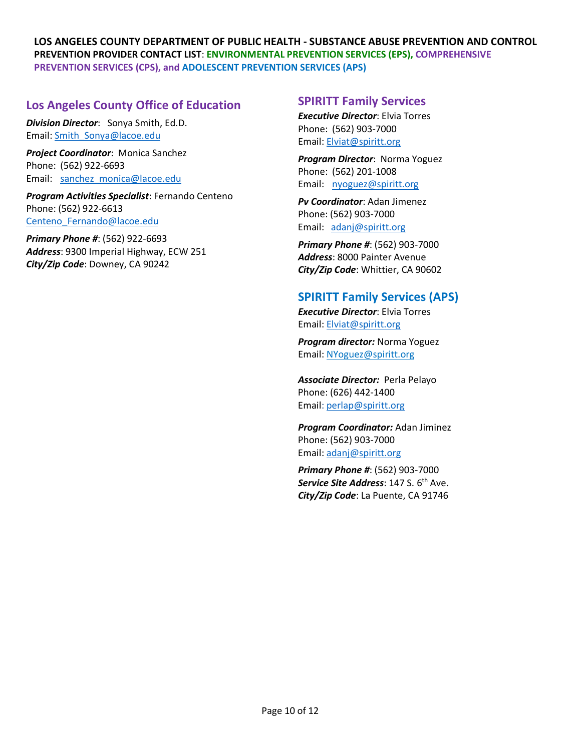**LOS ANGELES COUNTY DEPARTMENT OF PUBLIC HEALTH - SUBSTANCE ABUSE PREVENTION AND CONTROL**
**PREVENTION PROVIDER CONTACT LIST**: **ENVIRONMENTAL PREVENTION SERVICES (EPS), COMPREHENSIVE PREVENTION SERVICES (CPS), and ADOLESCENT PREVENTION SERVICES (APS)**

## Los Angeles County Office of Education

***Division Director***: Sonya Smith, Ed.D.
Email: Smith_Sonya@lacoe.edu

***Project Coordinator***: Monica Sanchez
Phone: (562) 922-6693
Email: sanchez_monica@lacoe.edu

***Program Activities Specialist***: Fernando Centeno
Phone: (562) 922-6613
Centeno_Fernando@lacoe.edu

***Primary Phone #***: (562) 922-6693
***Address***: 9300 Imperial Highway, ECW 251
***City/Zip Code***: Downey, CA 90242

## SPIRITT Family Services

***Executive Director***: Elvia Torres
Phone: (562) 903-7000
Email: Elviat@spiritt.org

***Program Director***: Norma Yoguez
Phone: (562) 201-1008
Email: nyoguez@spiritt.org

***Pv Coordinator***: Adan Jimenez
Phone: (562) 903-7000
Email: adanj@spiritt.org

***Primary Phone #***: (562) 903-7000
***Address***: 8000 Painter Avenue
***City/Zip Code***: Whittier, CA 90602

## SPIRITT Family Services (APS)

***Executive Director***: Elvia Torres
Email: Elviat@spiritt.org

***Program director:*** Norma Yoguez
Email: NYoguez@spiritt.org

***Associate Director:*** Perla Pelayo
Phone: (626) 442-1400
Email: perlap@spiritt.org

***Program Coordinator:*** Adan Jiminez
Phone: (562) 903-7000
Email: adanj@spiritt.org

***Primary Phone #***: (562) 903-7000
***Service Site Address***: 147 S. 6th Ave.
***City/Zip Code***: La Puente, CA 91746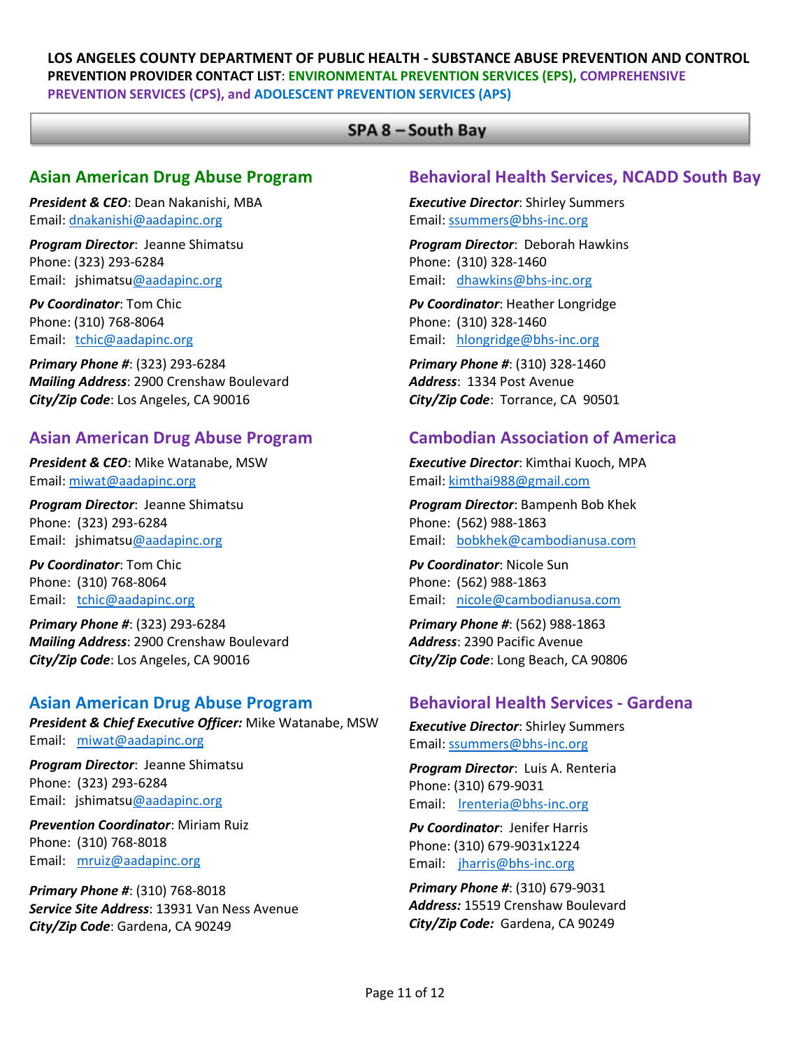**LOS ANGELES COUNTY DEPARTMENT OF PUBLIC HEALTH - SUBSTANCE ABUSE PREVENTION AND CONTROL**
**PREVENTION PROVIDER CONTACT LIST**: **ENVIRONMENTAL PREVENTION SERVICES (EPS), COMPREHENSIVE PREVENTION SERVICES (CPS), and ADOLESCENT PREVENTION SERVICES (APS)**

## SPA 8 – South Bay

### Asian American Drug Abuse Program

***President & CEO***: Dean Nakanishi, MBA
Email: dnakanishi@aadapinc.org

***Program Director***: Jeanne Shimatsu
Phone: (323) 293-6284
Email: jshimatsu@aadapinc.org

***Pv Coordinator***: Tom Chic
Phone: (310) 768-8064
Email: tchic@aadapinc.org

***Primary Phone #***: (323) 293-6284
***Mailing Address***: 2900 Crenshaw Boulevard
***City/Zip Code***: Los Angeles, CA 90016

### Asian American Drug Abuse Program

***President & CEO***: Mike Watanabe, MSW
Email: miwat@aadapinc.org

***Program Director***: Jeanne Shimatsu
Phone: (323) 293-6284
Email: jshimatsu@aadapinc.org

***Pv Coordinator***: Tom Chic
Phone: (310) 768-8064
Email: tchic@aadapinc.org

***Primary Phone #***: (323) 293-6284
***Mailing Address***: 2900 Crenshaw Boulevard
***City/Zip Code***: Los Angeles, CA 90016

### Asian American Drug Abuse Program

***President & Chief Executive Officer:*** Mike Watanabe, MSW
Email: miwat@aadapinc.org

***Program Director***: Jeanne Shimatsu
Phone: (323) 293-6284
Email: jshimatsu@aadapinc.org

***Prevention Coordinator***: Miriam Ruiz
Phone: (310) 768-8018
Email: mruiz@aadapinc.org

***Primary Phone #***: (310) 768-8018
***Service Site Address***: 13931 Van Ness Avenue
***City/Zip Code***: Gardena, CA 90249

### Behavioral Health Services, NCADD South Bay

***Executive Director***: Shirley Summers
Email: ssummers@bhs-inc.org

***Program Director***: Deborah Hawkins
Phone: (310) 328-1460
Email: dhawkins@bhs-inc.org

***Pv Coordinator***: Heather Longridge
Phone: (310) 328-1460
Email: hlongridge@bhs-inc.org

***Primary Phone #***: (310) 328-1460
***Address***: 1334 Post Avenue
***City/Zip Code***: Torrance, CA 90501

### Cambodian Association of America

***Executive Director***: Kimthai Kuoch, MPA
Email: kimthai988@gmail.com

***Program Director***: Bampenh Bob Khek
Phone: (562) 988-1863
Email: bobkhek@cambodianusa.com

***Pv Coordinator***: Nicole Sun
Phone: (562) 988-1863
Email: nicole@cambodianusa.com

***Primary Phone #***: (562) 988-1863
***Address***: 2390 Pacific Avenue
***City/Zip Code***: Long Beach, CA 90806

### Behavioral Health Services - Gardena

***Executive Director***: Shirley Summers
Email: ssummers@bhs-inc.org

***Program Director***: Luis A. Renteria
Phone: (310) 679-9031
Email: lrenteria@bhs-inc.org

***Pv Coordinator***: Jenifer Harris
Phone: (310) 679-9031x1224
Email: jharris@bhs-inc.org

***Primary Phone #***: (310) 679-9031
***Address:*** 15519 Crenshaw Boulevard
***City/Zip Code:*** Gardena, CA 90249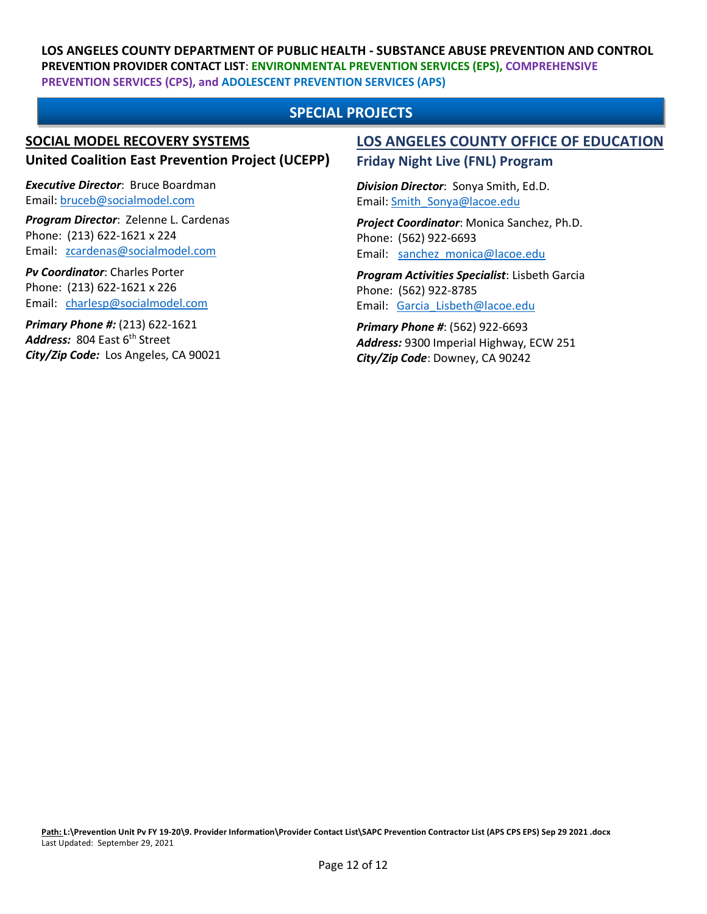**LOS ANGELES COUNTY DEPARTMENT OF PUBLIC HEALTH - SUBSTANCE ABUSE PREVENTION AND CONTROL**
**PREVENTION PROVIDER CONTACT LIST**: **ENVIRONMENTAL PREVENTION SERVICES (EPS), COMPREHENSIVE PREVENTION SERVICES (CPS), and ADOLESCENT PREVENTION SERVICES (APS)**

## SPECIAL PROJECTS

### SOCIAL MODEL RECOVERY SYSTEMS

**United Coalition East Prevention Project (UCEPP)**

***Executive Director***: Bruce Boardman
Email: bruceb@socialmodel.com

***Program Director***: Zelenne L. Cardenas
Phone: (213) 622-1621 x 224
Email: zcardenas@socialmodel.com

***Pv Coordinator***: Charles Porter
Phone: (213) 622-1621 x 226
Email: charlesp@socialmodel.com

***Primary Phone #:*** (213) 622-1621
***Address:*** 804 East 6th Street
***City/Zip Code:*** Los Angeles, CA 90021

### LOS ANGELES COUNTY OFFICE OF EDUCATION

**Friday Night Live (FNL) Program**

***Division Director***: Sonya Smith, Ed.D.
Email: Smith_Sonya@lacoe.edu

***Project Coordinator***: Monica Sanchez, Ph.D.
Phone: (562) 922-6693
Email: sanchez_monica@lacoe.edu

***Program Activities Specialist***: Lisbeth Garcia
Phone: (562) 922-8785
Email: Garcia_Lisbeth@lacoe.edu

***Primary Phone #***: (562) 922-6693
***Address:*** 9300 Imperial Highway, ECW 251
***City/Zip Code***: Downey, CA 90242

**Path:** L:\Prevention Unit Pv FY 19-20\9. Provider Information\Provider Contact List\SAPC Prevention Contractor List (APS CPS EPS) Sep 29 2021 .docx
Last Updated: September 29, 2021